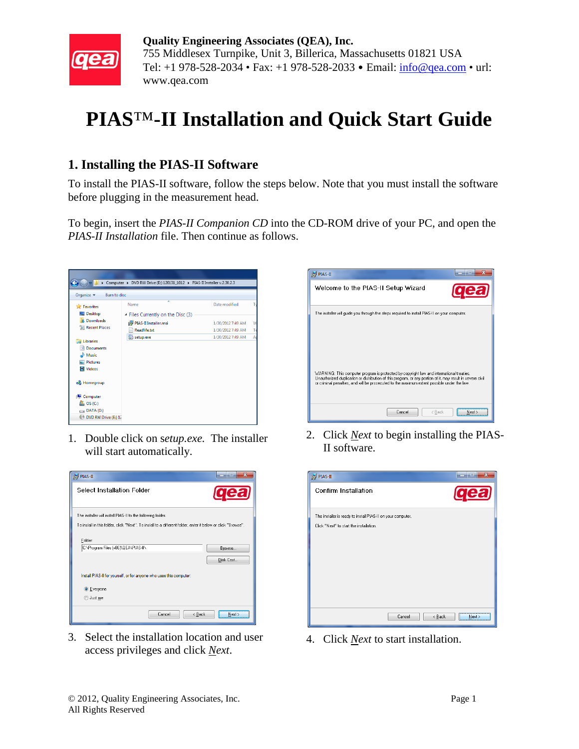**Quality Engineering Associates (QEA), Inc.**
755 Middlesex Turnpike, Unit 3, Billerica, Massachusetts 01821 USA
Tel: +1 978-528-2034 • Fax: +1 978-528-2033 • Email: info@qea.com • url: www.qea.com

# PIAS™-II Installation and Quick Start Guide

## 1. Installing the PIAS-II Software

To install the PIAS-II software, follow the steps below. Note that you must install the software before plugging in the measurement head.

To begin, insert the *PIAS-II Companion CD* into the CD-ROM drive of your PC, and open the *PIAS-II Installation* file. Then continue as follows.

1. Double click on *setup.exe.* The installer will start automatically.
2. Click *Next* to begin installing the PIAS-II software.
3. Select the installation location and user access privileges and click *Next*.
4. Click *Next* to start installation.

© 2012, Quality Engineering Associates, Inc.
All Rights Reserved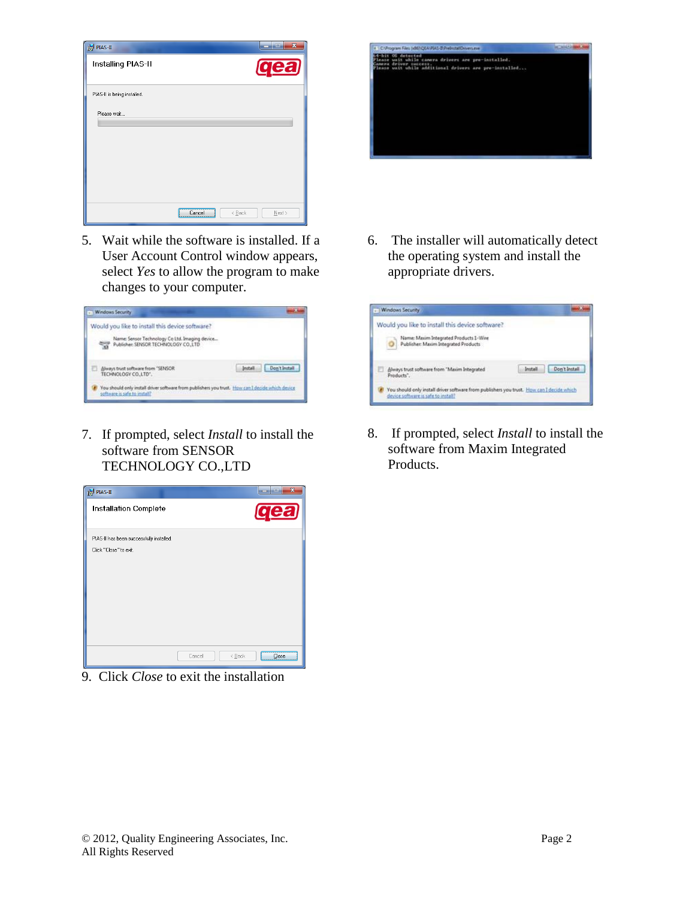5. Wait while the software is installed. If a User Account Control window appears, select *Yes* to allow the program to make changes to your computer.

6. The installer will automatically detect the operating system and install the appropriate drivers.

7. If prompted, select *Install* to install the software from SENSOR TECHNOLOGY CO.,LTD

8. If prompted, select *Install* to install the software from Maxim Integrated Products.

9. Click *Close* to exit the installation

© 2012, Quality Engineering Associates, Inc.
All Rights Reserved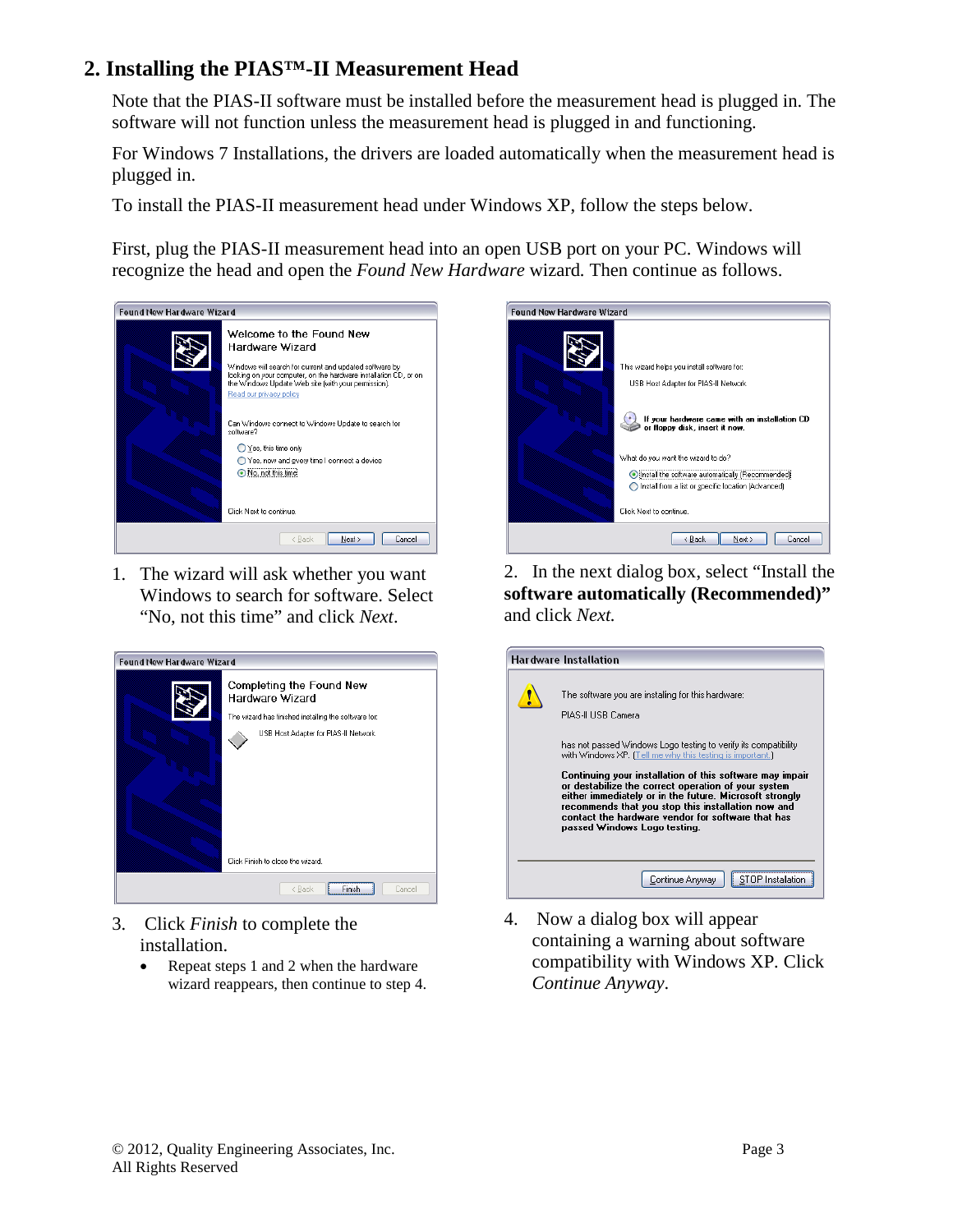## 2. Installing the PIAS™-II Measurement Head

Note that the PIAS-II software must be installed before the measurement head is plugged in. The software will not function unless the measurement head is plugged in and functioning.

For Windows 7 Installations, the drivers are loaded automatically when the measurement head is plugged in.

To install the PIAS-II measurement head under Windows XP, follow the steps below.

First, plug the PIAS-II measurement head into an open USB port on your PC. Windows will recognize the head and open the *Found New Hardware* wizard. Then continue as follows.

1. The wizard will ask whether you want Windows to search for software. Select "No, not this time" and click *Next*.

2. In the next dialog box, select "Install the **software automatically (Recommended)"** and click *Next.*

3. Click *Finish* to complete the installation.
   - Repeat steps 1 and 2 when the hardware wizard reappears, then continue to step 4.

4. Now a dialog box will appear containing a warning about software compatibility with Windows XP. Click *Continue Anyway*.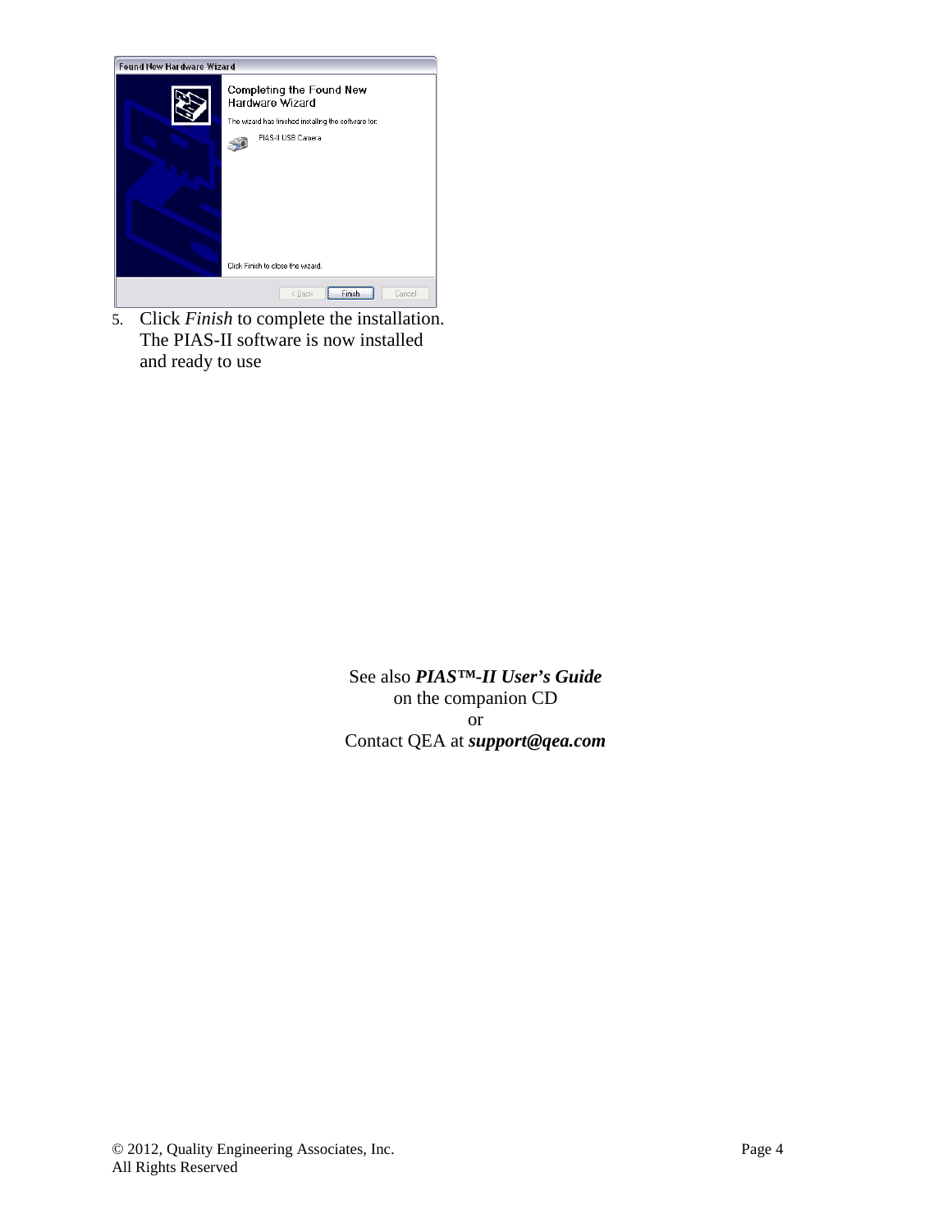5. Click *Finish* to complete the installation. The PIAS-II software is now installed and ready to use

See also ***PIAS™-II User's Guide***
on the companion CD
or
Contact QEA at ***support@qea.com***

© 2012, Quality Engineering Associates, Inc.
All Rights Reserved